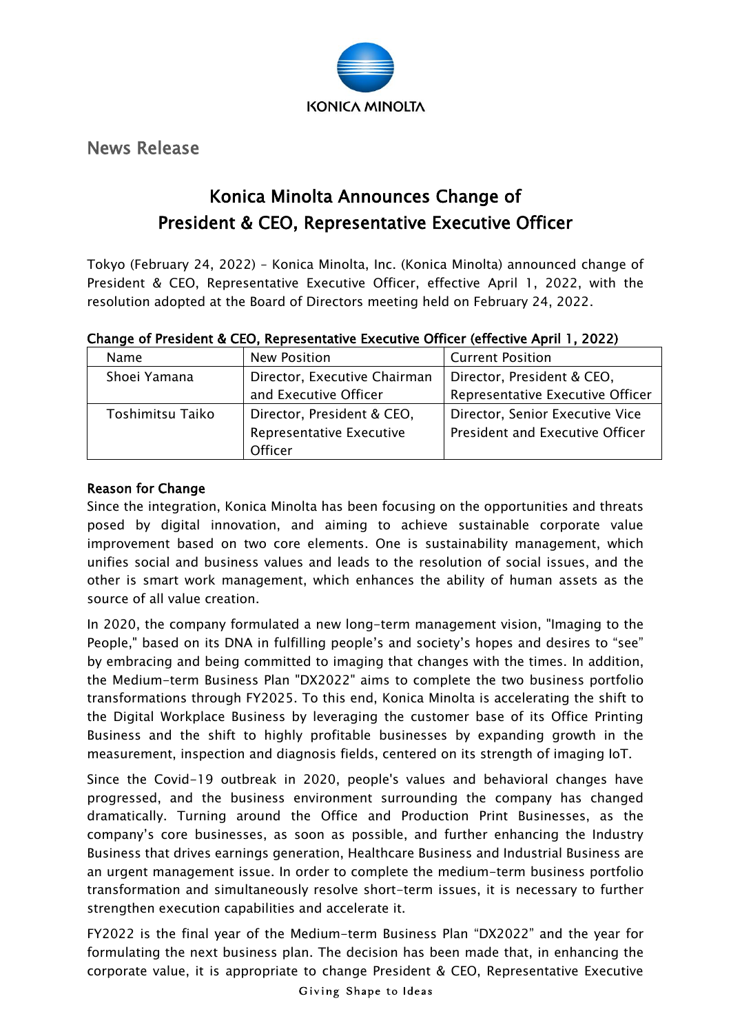# News Release

## Konica Minolta Announces Change of President & CEO, Representative Executive Officer

Tokyo (February 24, 2022) – Konica Minolta, Inc. (Konica Minolta) announced change of President & CEO, Representative Executive Officer, effective April 1, 2022, with the resolution adopted at the Board of Directors meeting held on February 24, 2022.

**Change of President & CEO, Representative Executive Officer (effective April 1, 2022)**

| Name | New Position | Current Position |
|---|---|---|
| Shoei Yamana | Director, Executive Chairman and Executive Officer | Director, President & CEO, Representative Executive Officer |
| Toshimitsu Taiko | Director, President & CEO, Representative Executive Officer | Director, Senior Executive Vice President and Executive Officer |

**Reason for Change**

Since the integration, Konica Minolta has been focusing on the opportunities and threats posed by digital innovation, and aiming to achieve sustainable corporate value improvement based on two core elements. One is sustainability management, which unifies social and business values and leads to the resolution of social issues, and the other is smart work management, which enhances the ability of human assets as the source of all value creation.

In 2020, the company formulated a new long-term management vision, "Imaging to the People," based on its DNA in fulfilling people's and society's hopes and desires to "see" by embracing and being committed to imaging that changes with the times. In addition, the Medium-term Business Plan "DX2022" aims to complete the two business portfolio transformations through FY2025. To this end, Konica Minolta is accelerating the shift to the Digital Workplace Business by leveraging the customer base of its Office Printing Business and the shift to highly profitable businesses by expanding growth in the measurement, inspection and diagnosis fields, centered on its strength of imaging IoT.

Since the Covid-19 outbreak in 2020, people's values and behavioral changes have progressed, and the business environment surrounding the company has changed dramatically. Turning around the Office and Production Print Businesses, as the company's core businesses, as soon as possible, and further enhancing the Industry Business that drives earnings generation, Healthcare Business and Industrial Business are an urgent management issue. In order to complete the medium-term business portfolio transformation and simultaneously resolve short-term issues, it is necessary to further strengthen execution capabilities and accelerate it.

FY2022 is the final year of the Medium-term Business Plan "DX2022" and the year for formulating the next business plan. The decision has been made that, in enhancing the corporate value, it is appropriate to change President & CEO, Representative Executive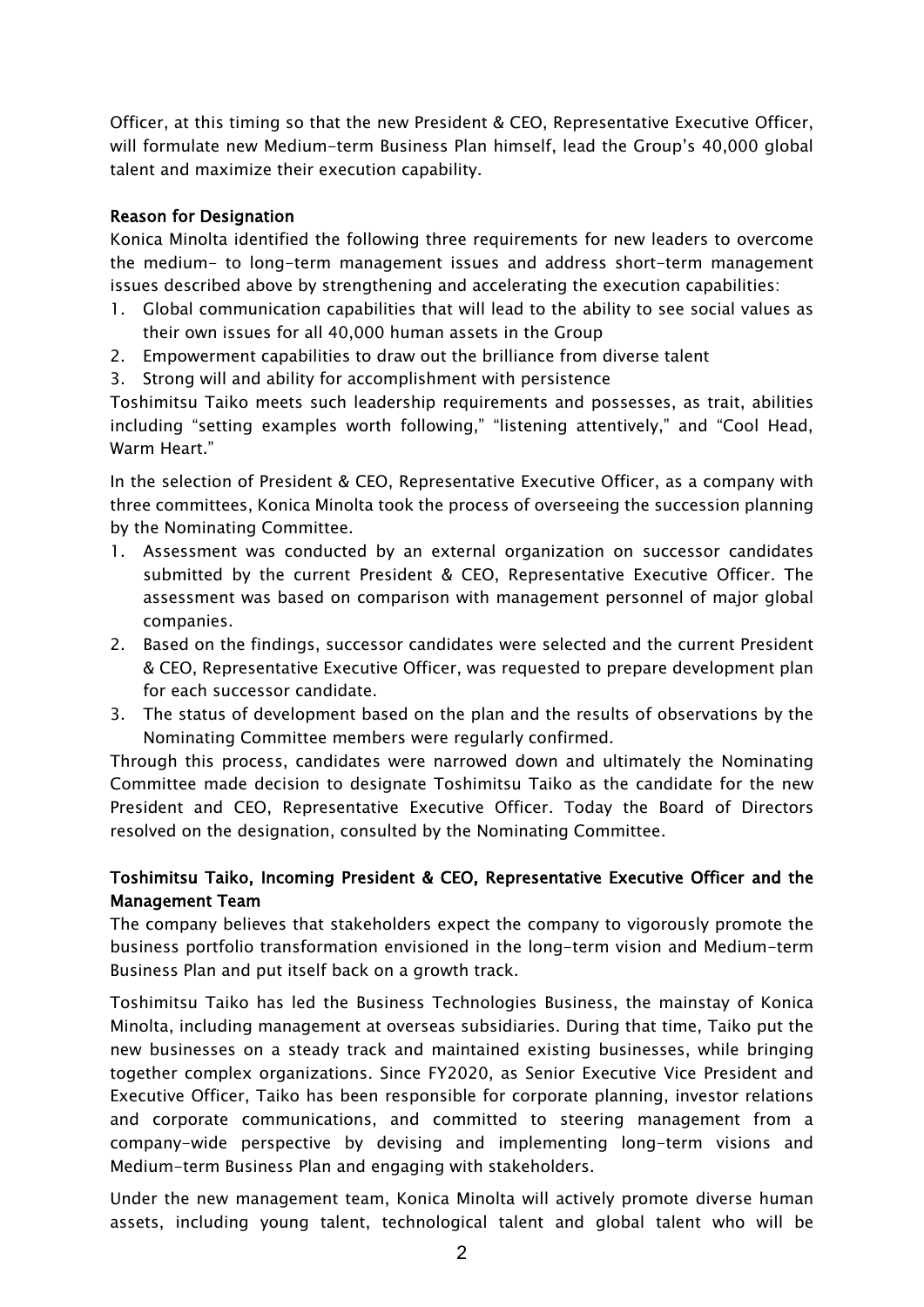Officer, at this timing so that the new President & CEO, Representative Executive Officer, will formulate new Medium-term Business Plan himself, lead the Group's 40,000 global talent and maximize their execution capability.

### Reason for Designation

Konica Minolta identified the following three requirements for new leaders to overcome the medium- to long-term management issues and address short-term management issues described above by strengthening and accelerating the execution capabilities:

1. Global communication capabilities that will lead to the ability to see social values as their own issues for all 40,000 human assets in the Group
2. Empowerment capabilities to draw out the brilliance from diverse talent
3. Strong will and ability for accomplishment with persistence

Toshimitsu Taiko meets such leadership requirements and possesses, as trait, abilities including "setting examples worth following," "listening attentively," and "Cool Head, Warm Heart."

In the selection of President & CEO, Representative Executive Officer, as a company with three committees, Konica Minolta took the process of overseeing the succession planning by the Nominating Committee.

1. Assessment was conducted by an external organization on successor candidates submitted by the current President & CEO, Representative Executive Officer. The assessment was based on comparison with management personnel of major global companies.
2. Based on the findings, successor candidates were selected and the current President & CEO, Representative Executive Officer, was requested to prepare development plan for each successor candidate.
3. The status of development based on the plan and the results of observations by the Nominating Committee members were regularly confirmed.

Through this process, candidates were narrowed down and ultimately the Nominating Committee made decision to designate Toshimitsu Taiko as the candidate for the new President and CEO, Representative Executive Officer. Today the Board of Directors resolved on the designation, consulted by the Nominating Committee.

### Toshimitsu Taiko, Incoming President & CEO, Representative Executive Officer and the Management Team

The company believes that stakeholders expect the company to vigorously promote the business portfolio transformation envisioned in the long-term vision and Medium-term Business Plan and put itself back on a growth track.

Toshimitsu Taiko has led the Business Technologies Business, the mainstay of Konica Minolta, including management at overseas subsidiaries. During that time, Taiko put the new businesses on a steady track and maintained existing businesses, while bringing together complex organizations. Since FY2020, as Senior Executive Vice President and Executive Officer, Taiko has been responsible for corporate planning, investor relations and corporate communications, and committed to steering management from a company-wide perspective by devising and implementing long-term visions and Medium-term Business Plan and engaging with stakeholders.

Under the new management team, Konica Minolta will actively promote diverse human assets, including young talent, technological talent and global talent who will be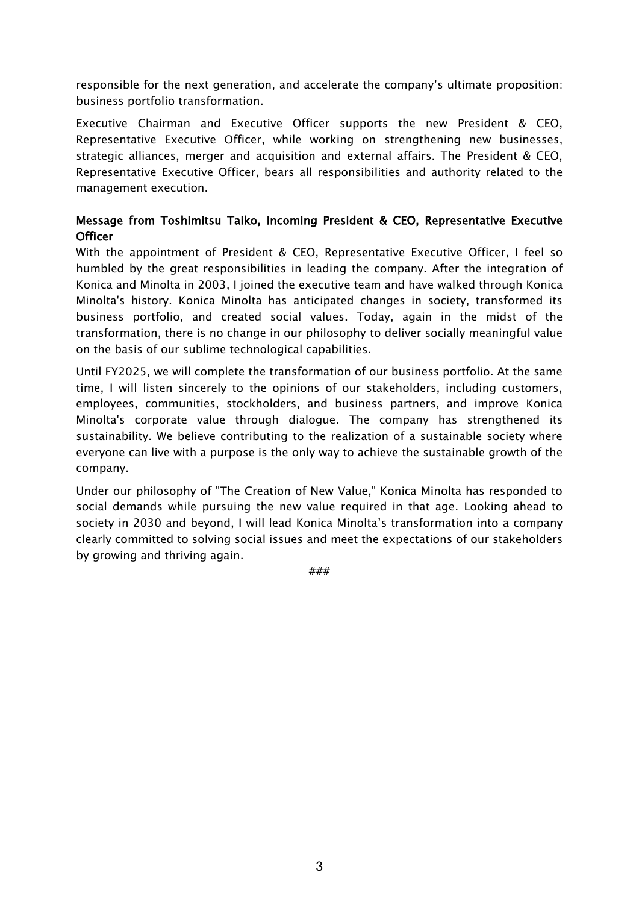responsible for the next generation, and accelerate the company's ultimate proposition: business portfolio transformation.

Executive Chairman and Executive Officer supports the new President & CEO, Representative Executive Officer, while working on strengthening new businesses, strategic alliances, merger and acquisition and external affairs. The President & CEO, Representative Executive Officer, bears all responsibilities and authority related to the management execution.

## Message from Toshimitsu Taiko, Incoming President & CEO, Representative Executive Officer

With the appointment of President & CEO, Representative Executive Officer, I feel so humbled by the great responsibilities in leading the company. After the integration of Konica and Minolta in 2003, I joined the executive team and have walked through Konica Minolta's history. Konica Minolta has anticipated changes in society, transformed its business portfolio, and created social values. Today, again in the midst of the transformation, there is no change in our philosophy to deliver socially meaningful value on the basis of our sublime technological capabilities.

Until FY2025, we will complete the transformation of our business portfolio. At the same time, I will listen sincerely to the opinions of our stakeholders, including customers, employees, communities, stockholders, and business partners, and improve Konica Minolta's corporate value through dialogue. The company has strengthened its sustainability. We believe contributing to the realization of a sustainable society where everyone can live with a purpose is the only way to achieve the sustainable growth of the company.

Under our philosophy of "The Creation of New Value," Konica Minolta has responded to social demands while pursuing the new value required in that age. Looking ahead to society in 2030 and beyond, I will lead Konica Minolta's transformation into a company clearly committed to solving social issues and meet the expectations of our stakeholders by growing and thriving again.

###